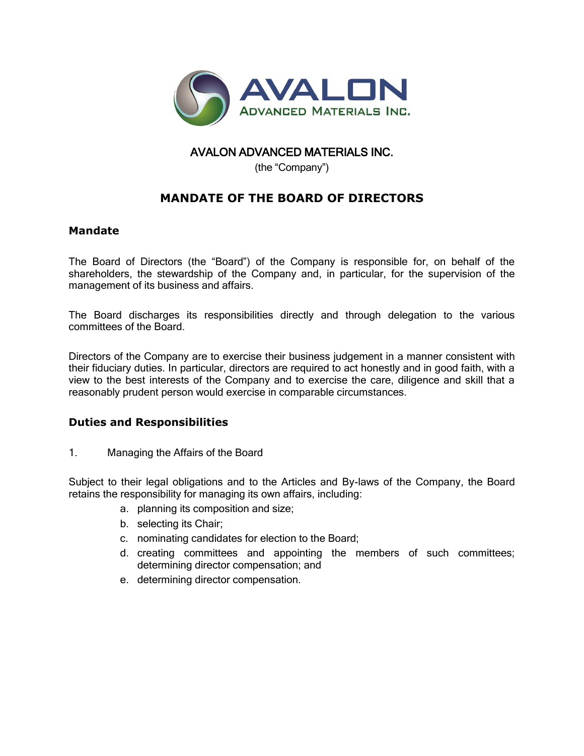AVALON ADVANCED MATERIALS INC.

(the "Company")

# MANDATE OF THE BOARD OF DIRECTORS

## Mandate

The Board of Directors (the "Board") of the Company is responsible for, on behalf of the shareholders, the stewardship of the Company and, in particular, for the supervision of the management of its business and affairs.

The Board discharges its responsibilities directly and through delegation to the various committees of the Board.

Directors of the Company are to exercise their business judgement in a manner consistent with their fiduciary duties. In particular, directors are required to act honestly and in good faith, with a view to the best interests of the Company and to exercise the care, diligence and skill that a reasonably prudent person would exercise in comparable circumstances.

## Duties and Responsibilities

1. Managing the Affairs of the Board

Subject to their legal obligations and to the Articles and By-laws of the Company, the Board retains the responsibility for managing its own affairs, including:

a. planning its composition and size;
b. selecting its Chair;
c. nominating candidates for election to the Board;
d. creating committees and appointing the members of such committees; determining director compensation; and
e. determining director compensation.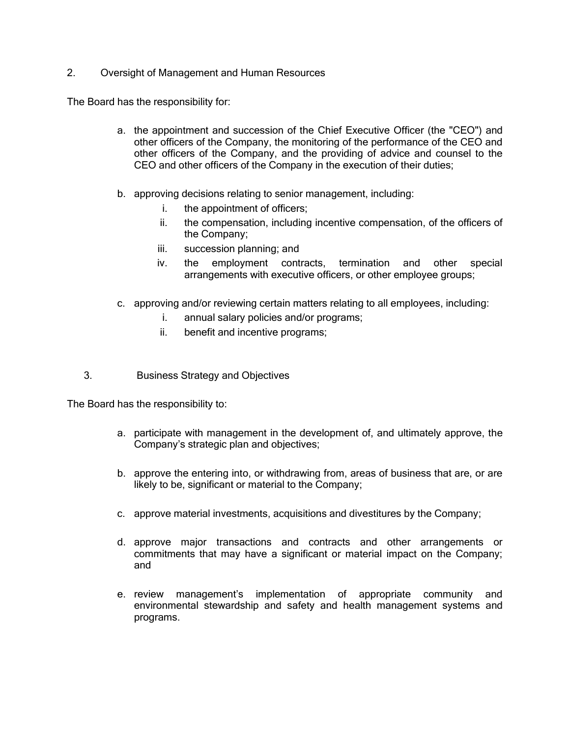## 2. Oversight of Management and Human Resources

The Board has the responsibility for:

a. the appointment and succession of the Chief Executive Officer (the "CEO") and other officers of the Company, the monitoring of the performance of the CEO and other officers of the Company, and the providing of advice and counsel to the CEO and other officers of the Company in the execution of their duties;

b. approving decisions relating to senior management, including:
   i. the appointment of officers;
   ii. the compensation, including incentive compensation, of the officers of the Company;
   iii. succession planning; and
   iv. the employment contracts, termination and other special arrangements with executive officers, or other employee groups;

c. approving and/or reviewing certain matters relating to all employees, including:
   i. annual salary policies and/or programs;
   ii. benefit and incentive programs;

## 3. Business Strategy and Objectives

The Board has the responsibility to:

a. participate with management in the development of, and ultimately approve, the Company's strategic plan and objectives;

b. approve the entering into, or withdrawing from, areas of business that are, or are likely to be, significant or material to the Company;

c. approve material investments, acquisitions and divestitures by the Company;

d. approve major transactions and contracts and other arrangements or commitments that may have a significant or material impact on the Company; and

e. review management's implementation of appropriate community and environmental stewardship and safety and health management systems and programs.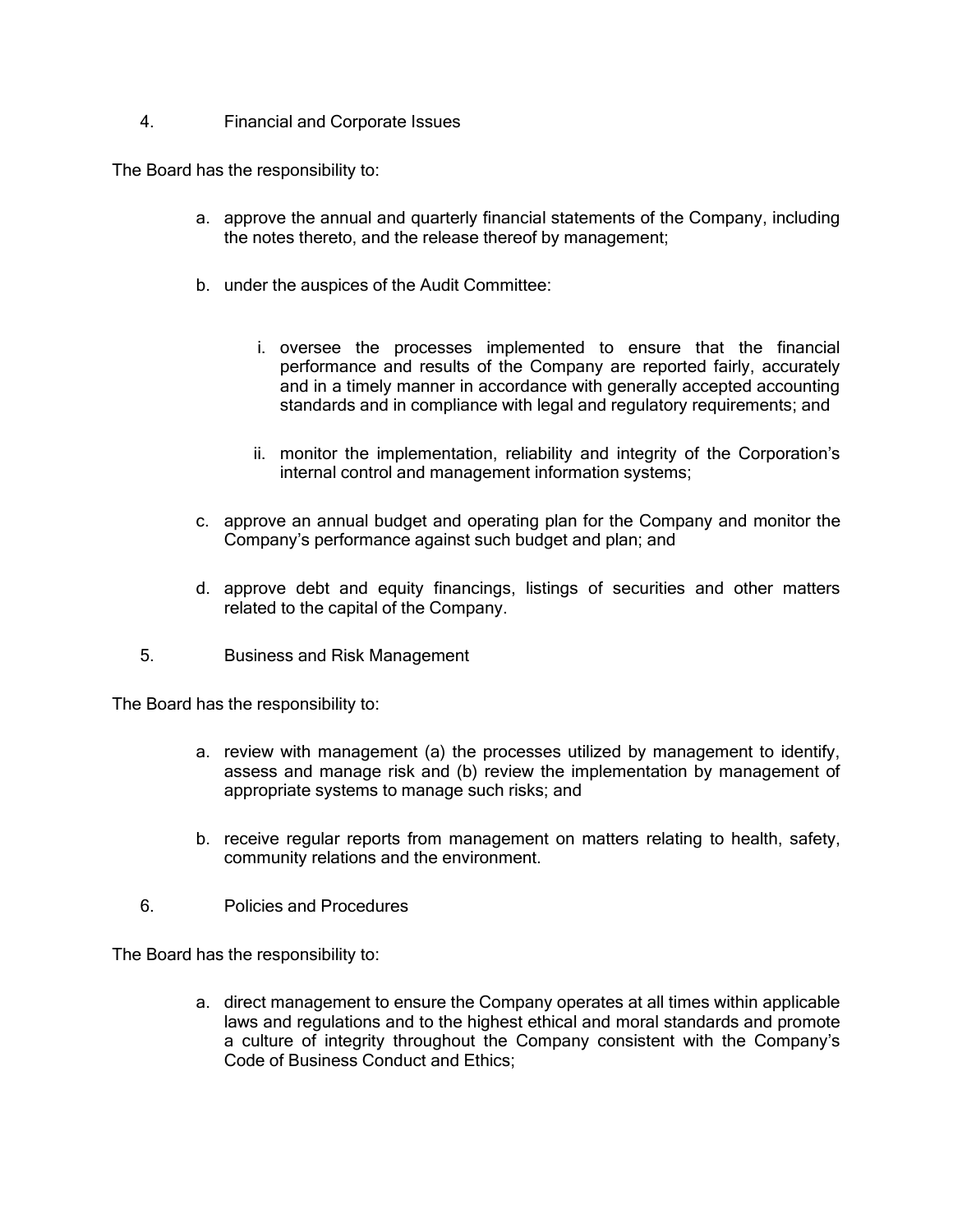### 4. Financial and Corporate Issues

The Board has the responsibility to:

a. approve the annual and quarterly financial statements of the Company, including the notes thereto, and the release thereof by management;

b. under the auspices of the Audit Committee:

   i. oversee the processes implemented to ensure that the financial performance and results of the Company are reported fairly, accurately and in a timely manner in accordance with generally accepted accounting standards and in compliance with legal and regulatory requirements; and

   ii. monitor the implementation, reliability and integrity of the Corporation's internal control and management information systems;

c. approve an annual budget and operating plan for the Company and monitor the Company's performance against such budget and plan; and

d. approve debt and equity financings, listings of securities and other matters related to the capital of the Company.

### 5. Business and Risk Management

The Board has the responsibility to:

a. review with management (a) the processes utilized by management to identify, assess and manage risk and (b) review the implementation by management of appropriate systems to manage such risks; and

b. receive regular reports from management on matters relating to health, safety, community relations and the environment.

### 6. Policies and Procedures

The Board has the responsibility to:

a. direct management to ensure the Company operates at all times within applicable laws and regulations and to the highest ethical and moral standards and promote a culture of integrity throughout the Company consistent with the Company's Code of Business Conduct and Ethics;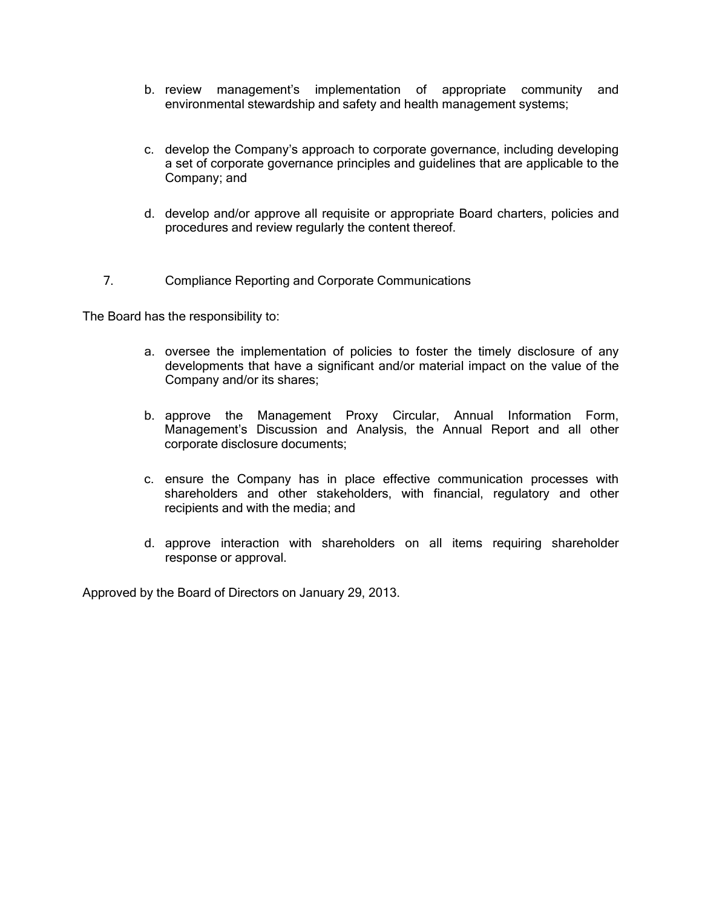b. review management's implementation of appropriate community and environmental stewardship and safety and health management systems;

c. develop the Company's approach to corporate governance, including developing a set of corporate governance principles and guidelines that are applicable to the Company; and

d. develop and/or approve all requisite or appropriate Board charters, policies and procedures and review regularly the content thereof.

7. Compliance Reporting and Corporate Communications

The Board has the responsibility to:

a. oversee the implementation of policies to foster the timely disclosure of any developments that have a significant and/or material impact on the value of the Company and/or its shares;

b. approve the Management Proxy Circular, Annual Information Form, Management's Discussion and Analysis, the Annual Report and all other corporate disclosure documents;

c. ensure the Company has in place effective communication processes with shareholders and other stakeholders, with financial, regulatory and other recipients and with the media; and

d. approve interaction with shareholders on all items requiring shareholder response or approval.

Approved by the Board of Directors on January 29, 2013.